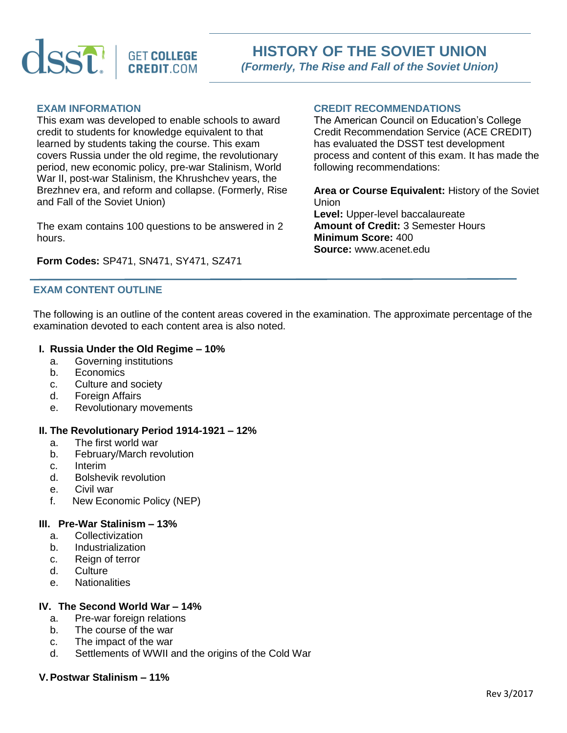# HISTORY OF THE SOVIET UNION

*(Formerly, The Rise and Fall of the Soviet Union)*

## EXAM INFORMATION

This exam was developed to enable schools to award credit to students for knowledge equivalent to that learned by students taking the course. This exam covers Russia under the old regime, the revolutionary period, new economic policy, pre-war Stalinism, World War II, post-war Stalinism, the Khrushchev years, the Brezhnev era, and reform and collapse. (Formerly, Rise and Fall of the Soviet Union)

The exam contains 100 questions to be answered in 2 hours.

**Form Codes:** SP471, SN471, SY471, SZ471

## CREDIT RECOMMENDATIONS

The American Council on Education's College Credit Recommendation Service (ACE CREDIT) has evaluated the DSST test development process and content of this exam. It has made the following recommendations:

**Area or Course Equivalent:** History of the Soviet Union
**Level:** Upper-level baccalaureate
**Amount of Credit:** 3 Semester Hours
**Minimum Score:** 400
**Source:** www.acenet.edu

## EXAM CONTENT OUTLINE

The following is an outline of the content areas covered in the examination. The approximate percentage of the examination devoted to each content area is also noted.

**I. Russia Under the Old Regime – 10%**

a. Governing institutions
b. Economics
c. Culture and society
d. Foreign Affairs
e. Revolutionary movements

**II. The Revolutionary Period 1914-1921 – 12%**

a. The first world war
b. February/March revolution
c. Interim
d. Bolshevik revolution
e. Civil war
f. New Economic Policy (NEP)

**III. Pre-War Stalinism – 13%**

a. Collectivization
b. Industrialization
c. Reign of terror
d. Culture
e. Nationalities

**IV. The Second World War – 14%**

a. Pre-war foreign relations
b. The course of the war
c. The impact of the war
d. Settlements of WWII and the origins of the Cold War

**V. Postwar Stalinism – 11%**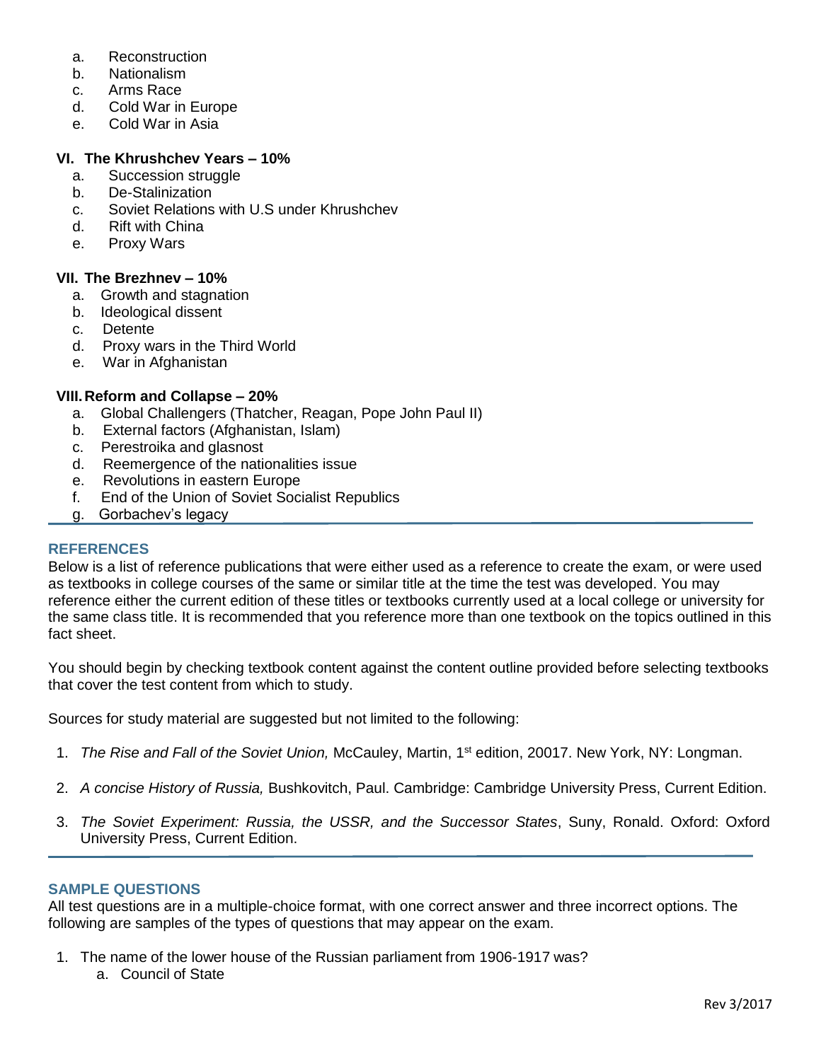a. Reconstruction
b. Nationalism
c. Arms Race
d. Cold War in Europe
e. Cold War in Asia

### VI. The Khrushchev Years – 10%

a. Succession struggle
b. De-Stalinization
c. Soviet Relations with U.S under Khrushchev
d. Rift with China
e. Proxy Wars

### VII. The Brezhnev – 10%

a. Growth and stagnation
b. Ideological dissent
c. Detente
d. Proxy wars in the Third World
e. War in Afghanistan

### VIII. Reform and Collapse – 20%

a. Global Challengers (Thatcher, Reagan, Pope John Paul II)
b. External factors (Afghanistan, Islam)
c. Perestroika and glasnost
d. Reemergence of the nationalities issue
e. Revolutions in eastern Europe
f. End of the Union of Soviet Socialist Republics
g. Gorbachev's legacy

## REFERENCES

Below is a list of reference publications that were either used as a reference to create the exam, or were used as textbooks in college courses of the same or similar title at the time the test was developed. You may reference either the current edition of these titles or textbooks currently used at a local college or university for the same class title. It is recommended that you reference more than one textbook on the topics outlined in this fact sheet.

You should begin by checking textbook content against the content outline provided before selecting textbooks that cover the test content from which to study.

Sources for study material are suggested but not limited to the following:

1. *The Rise and Fall of the Soviet Union,* McCauley, Martin, 1st edition, 20017. New York, NY: Longman.
2. *A concise History of Russia,* Bushkovitch, Paul. Cambridge: Cambridge University Press, Current Edition.
3. *The Soviet Experiment: Russia, the USSR, and the Successor States*, Suny, Ronald. Oxford: Oxford University Press, Current Edition.

## SAMPLE QUESTIONS

All test questions are in a multiple-choice format, with one correct answer and three incorrect options. The following are samples of the types of questions that may appear on the exam.

1. The name of the lower house of the Russian parliament from 1906-1917 was?
   a. Council of State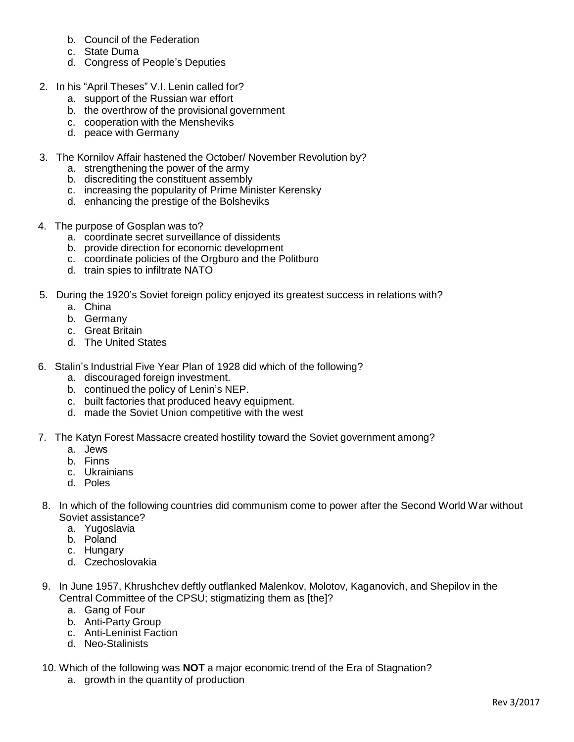b. Council of the Federation
   c. State Duma
   d. Congress of People's Deputies

2. In his "April Theses" V.I. Lenin called for?
   a. support of the Russian war effort
   b. the overthrow of the provisional government
   c. cooperation with the Mensheviks
   d. peace with Germany

3. The Kornilov Affair hastened the October/ November Revolution by?
   a. strengthening the power of the army
   b. discrediting the constituent assembly
   c. increasing the popularity of Prime Minister Kerensky
   d. enhancing the prestige of the Bolsheviks

4. The purpose of Gosplan was to?
   a. coordinate secret surveillance of dissidents
   b. provide direction for economic development
   c. coordinate policies of the Orgburo and the Politburo
   d. train spies to infiltrate NATO

5. During the 1920's Soviet foreign policy enjoyed its greatest success in relations with?
   a. China
   b. Germany
   c. Great Britain
   d. The United States

6. Stalin's Industrial Five Year Plan of 1928 did which of the following?
   a. discouraged foreign investment.
   b. continued the policy of Lenin's NEP.
   c. built factories that produced heavy equipment.
   d. made the Soviet Union competitive with the west

7. The Katyn Forest Massacre created hostility toward the Soviet government among?
   a. Jews
   b. Finns
   c. Ukrainians
   d. Poles

8. In which of the following countries did communism come to power after the Second World War without Soviet assistance?
   a. Yugoslavia
   b. Poland
   c. Hungary
   d. Czechoslovakia

9. In June 1957, Khrushchev deftly outflanked Malenkov, Molotov, Kaganovich, and Shepilov in the Central Committee of the CPSU; stigmatizing them as [the]?
   a. Gang of Four
   b. Anti-Party Group
   c. Anti-Leninist Faction
   d. Neo-Stalinists

10. Which of the following was **NOT** a major economic trend of the Era of Stagnation?
    a. growth in the quantity of production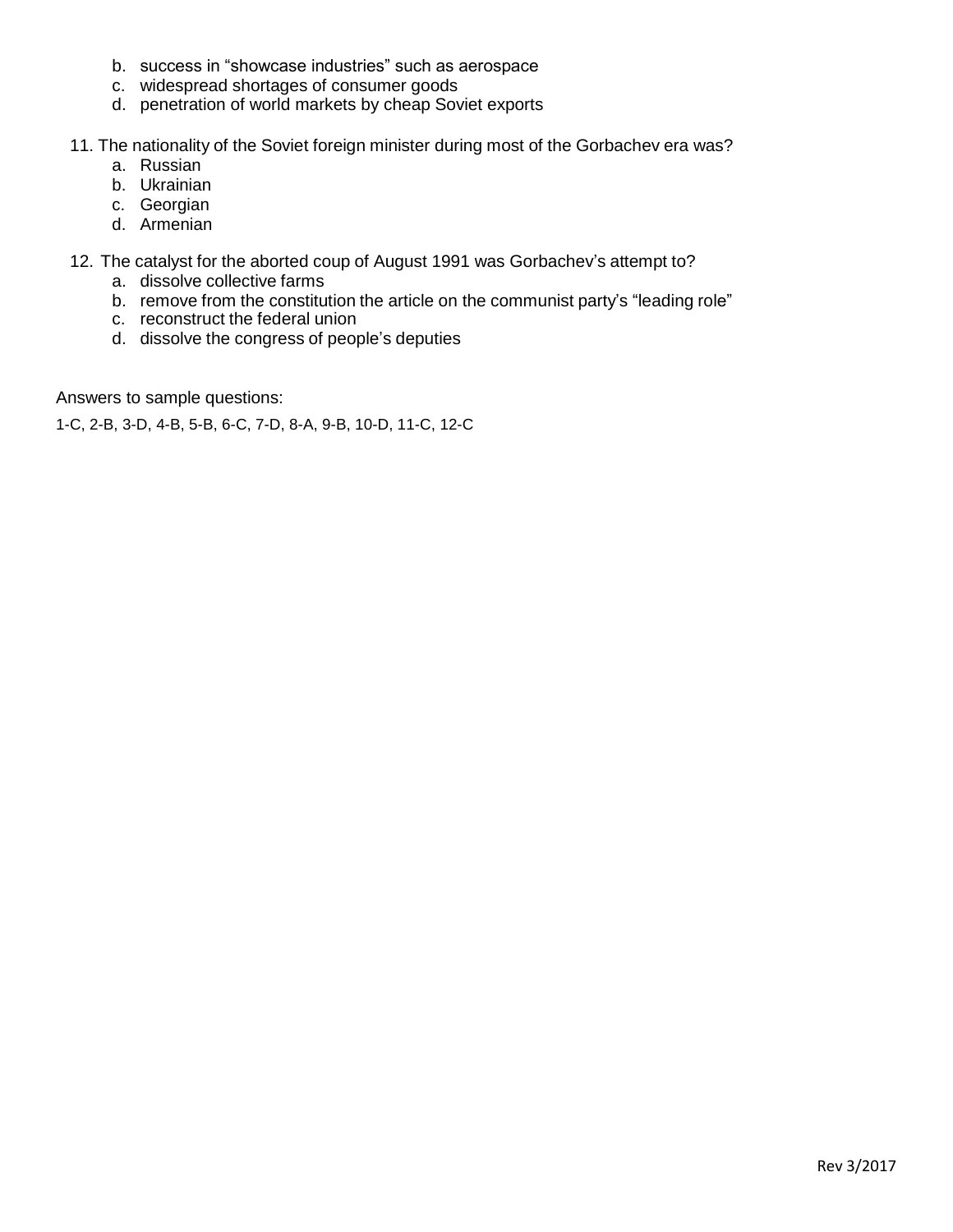b. success in "showcase industries" such as aerospace
c. widespread shortages of consumer goods
d. penetration of world markets by cheap Soviet exports

11. The nationality of the Soviet foreign minister during most of the Gorbachev era was?
    a. Russian
    b. Ukrainian
    c. Georgian
    d. Armenian

12. The catalyst for the aborted coup of August 1991 was Gorbachev's attempt to?
    a. dissolve collective farms
    b. remove from the constitution the article on the communist party's "leading role"
    c. reconstruct the federal union
    d. dissolve the congress of people's deputies

Answers to sample questions:

1-C, 2-B, 3-D, 4-B, 5-B, 6-C, 7-D, 8-A, 9-B, 10-D, 11-C, 12-C

Rev 3/2017